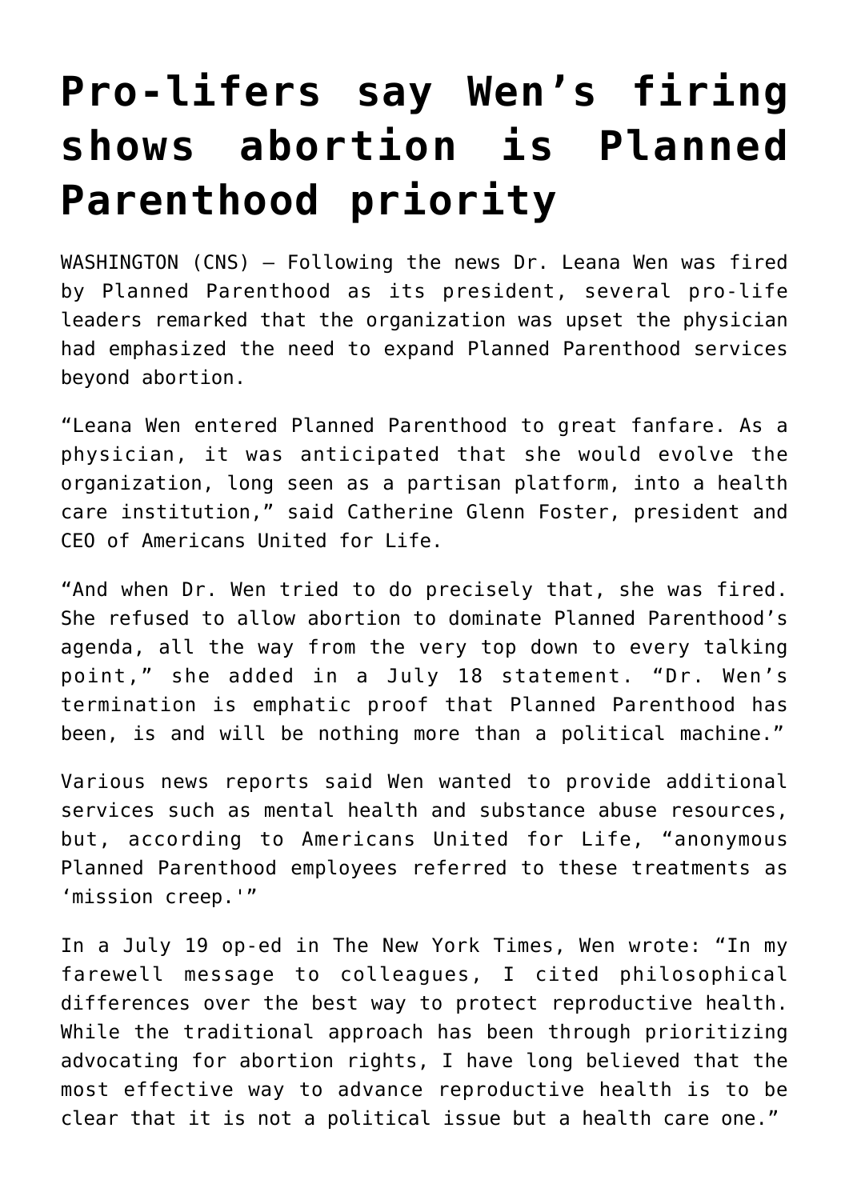# Pro-lifers say Wen's firing shows abortion is Planned Parenthood priority

WASHINGTON (CNS) — Following the news Dr. Leana Wen was fired by Planned Parenthood as its president, several pro-life leaders remarked that the organization was upset the physician had emphasized the need to expand Planned Parenthood services beyond abortion.

"Leana Wen entered Planned Parenthood to great fanfare. As a physician, it was anticipated that she would evolve the organization, long seen as a partisan platform, into a health care institution," said Catherine Glenn Foster, president and CEO of Americans United for Life.

"And when Dr. Wen tried to do precisely that, she was fired. She refused to allow abortion to dominate Planned Parenthood's agenda, all the way from the very top down to every talking point," she added in a July 18 statement. "Dr. Wen's termination is emphatic proof that Planned Parenthood has been, is and will be nothing more than a political machine."

Various news reports said Wen wanted to provide additional services such as mental health and substance abuse resources, but, according to Americans United for Life, "anonymous Planned Parenthood employees referred to these treatments as 'mission creep.'"

In a July 19 op-ed in The New York Times, Wen wrote: "In my farewell message to colleagues, I cited philosophical differences over the best way to protect reproductive health. While the traditional approach has been through prioritizing advocating for abortion rights, I have long believed that the most effective way to advance reproductive health is to be clear that it is not a political issue but a health care one."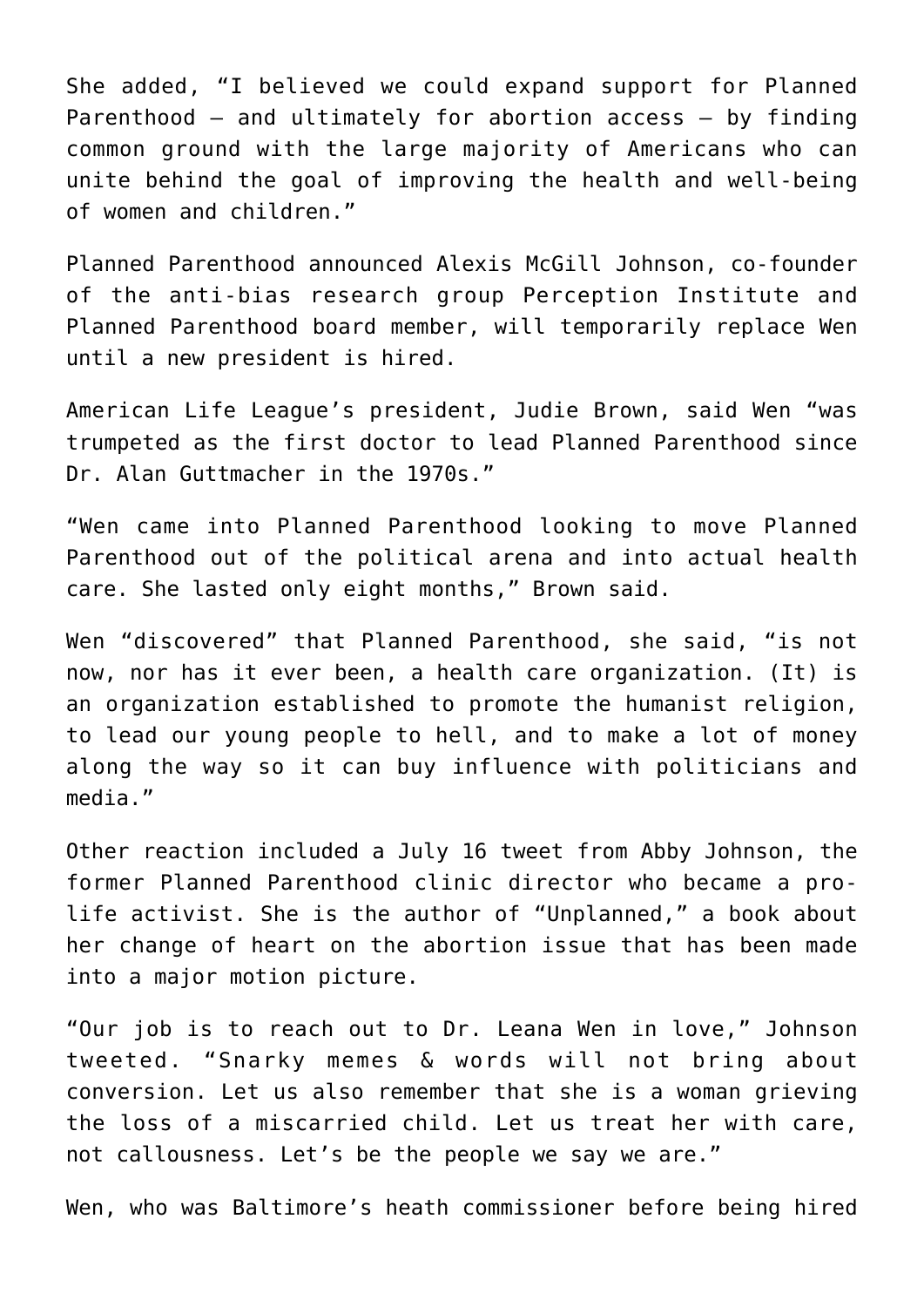She added, “I believed we could expand support for Planned Parenthood — and ultimately for abortion access — by finding common ground with the large majority of Americans who can unite behind the goal of improving the health and well-being of women and children.”

Planned Parenthood announced Alexis McGill Johnson, co-founder of the anti-bias research group Perception Institute and Planned Parenthood board member, will temporarily replace Wen until a new president is hired.

American Life League’s president, Judie Brown, said Wen “was trumpeted as the first doctor to lead Planned Parenthood since Dr. Alan Guttmacher in the 1970s.”

“Wen came into Planned Parenthood looking to move Planned Parenthood out of the political arena and into actual health care. She lasted only eight months,” Brown said.

Wen “discovered” that Planned Parenthood, she said, “is not now, nor has it ever been, a health care organization. (It) is an organization established to promote the humanist religion, to lead our young people to hell, and to make a lot of money along the way so it can buy influence with politicians and media.”

Other reaction included a July 16 tweet from Abby Johnson, the former Planned Parenthood clinic director who became a pro-life activist. She is the author of “Unplanned,” a book about her change of heart on the abortion issue that has been made into a major motion picture.

“Our job is to reach out to Dr. Leana Wen in love,” Johnson tweeted. “Snarky memes & words will not bring about conversion. Let us also remember that she is a woman grieving the loss of a miscarried child. Let us treat her with care, not callousness. Let’s be the people we say we are.”

Wen, who was Baltimore’s heath commissioner before being hired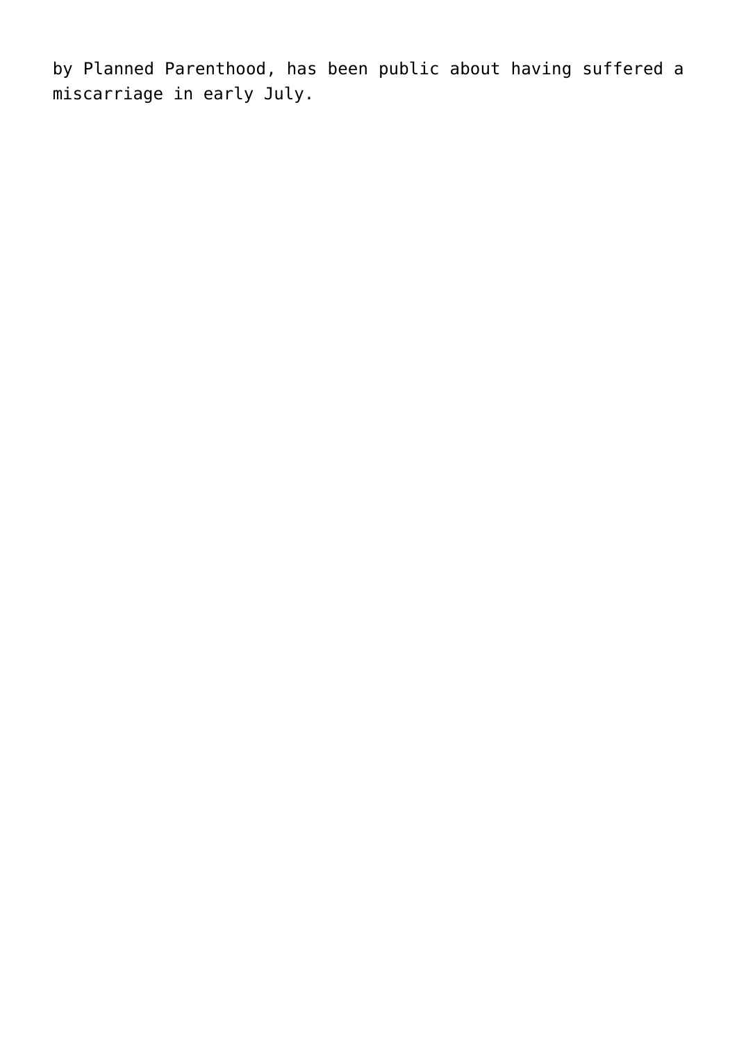by Planned Parenthood, has been public about having suffered a miscarriage in early July.